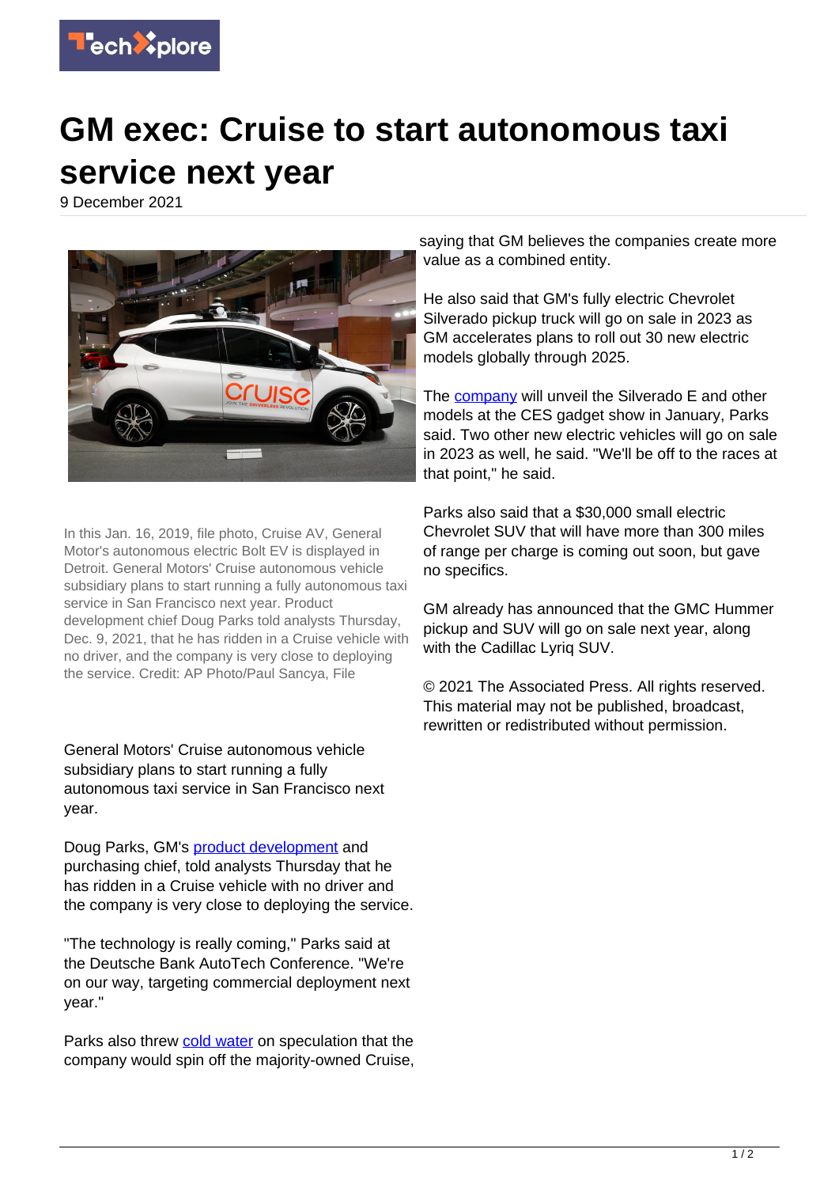# GM exec: Cruise to start autonomous taxi service next year

9 December 2021

In this Jan. 16, 2019, file photo, Cruise AV, General Motor's autonomous electric Bolt EV is displayed in Detroit. General Motors' Cruise autonomous vehicle subsidiary plans to start running a fully autonomous taxi service in San Francisco next year. Product development chief Doug Parks told analysts Thursday, Dec. 9, 2021, that he has ridden in a Cruise vehicle with no driver, and the company is very close to deploying the service. Credit: AP Photo/Paul Sancya, File

General Motors' Cruise autonomous vehicle subsidiary plans to start running a fully autonomous taxi service in San Francisco next year.

Doug Parks, GM's product development and purchasing chief, told analysts Thursday that he has ridden in a Cruise vehicle with no driver and the company is very close to deploying the service.

"The technology is really coming," Parks said at the Deutsche Bank AutoTech Conference. "We're on our way, targeting commercial deployment next year."

Parks also threw cold water on speculation that the company would spin off the majority-owned Cruise, saying that GM believes the companies create more value as a combined entity.

He also said that GM's fully electric Chevrolet Silverado pickup truck will go on sale in 2023 as GM accelerates plans to roll out 30 new electric models globally through 2025.

The company will unveil the Silverado E and other models at the CES gadget show in January, Parks said. Two other new electric vehicles will go on sale in 2023 as well, he said. "We'll be off to the races at that point," he said.

Parks also said that a $30,000 small electric Chevrolet SUV that will have more than 300 miles of range per charge is coming out soon, but gave no specifics.

GM already has announced that the GMC Hummer pickup and SUV will go on sale next year, along with the Cadillac Lyriq SUV.

© 2021 The Associated Press. All rights reserved. This material may not be published, broadcast, rewritten or redistributed without permission.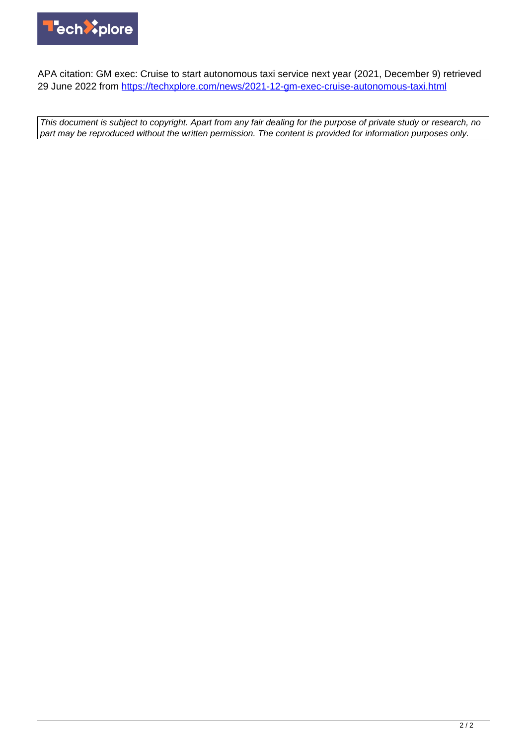APA citation: GM exec: Cruise to start autonomous taxi service next year (2021, December 9) retrieved 29 June 2022 from https://techxplore.com/news/2021-12-gm-exec-cruise-autonomous-taxi.html

*This document is subject to copyright. Apart from any fair dealing for the purpose of private study or research, no part may be reproduced without the written permission. The content is provided for information purposes only.*